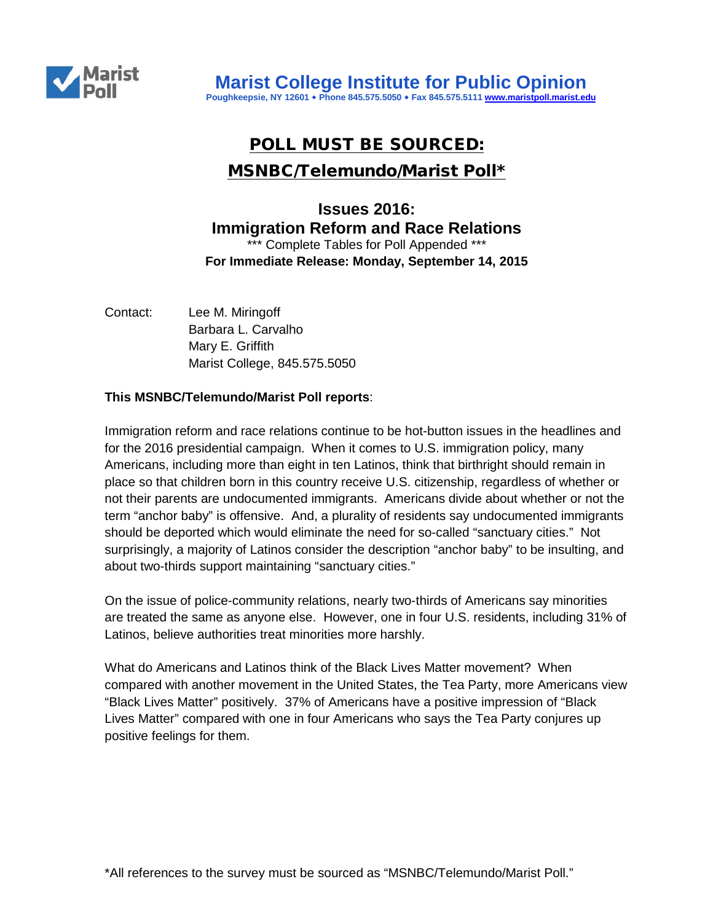# Marist College Institute for Public Opinion

Poughkeepsie, NY 12601 • Phone 845.575.5050 • Fax 845.575.5111 www.maristpoll.marist.edu

## POLL MUST BE SOURCED:

## MSNBC/Telemundo/Marist Poll*

### Issues 2016:
### Immigration Reform and Race Relations

*** Complete Tables for Poll Appended ***

**For Immediate Release: Monday, September 14, 2015**

Contact: Lee M. Miringoff
Barbara L. Carvalho
Mary E. Griffith
Marist College, 845.575.5050

**This MSNBC/Telemundo/Marist Poll reports**:

Immigration reform and race relations continue to be hot-button issues in the headlines and for the 2016 presidential campaign. When it comes to U.S. immigration policy, many Americans, including more than eight in ten Latinos, think that birthright should remain in place so that children born in this country receive U.S. citizenship, regardless of whether or not their parents are undocumented immigrants. Americans divide about whether or not the term "anchor baby" is offensive. And, a plurality of residents say undocumented immigrants should be deported which would eliminate the need for so-called "sanctuary cities." Not surprisingly, a majority of Latinos consider the description "anchor baby" to be insulting, and about two-thirds support maintaining "sanctuary cities."

On the issue of police-community relations, nearly two-thirds of Americans say minorities are treated the same as anyone else. However, one in four U.S. residents, including 31% of Latinos, believe authorities treat minorities more harshly.

What do Americans and Latinos think of the Black Lives Matter movement? When compared with another movement in the United States, the Tea Party, more Americans view "Black Lives Matter" positively. 37% of Americans have a positive impression of "Black Lives Matter" compared with one in four Americans who says the Tea Party conjures up positive feelings for them.

*All references to the survey must be sourced as "MSNBC/Telemundo/Marist Poll."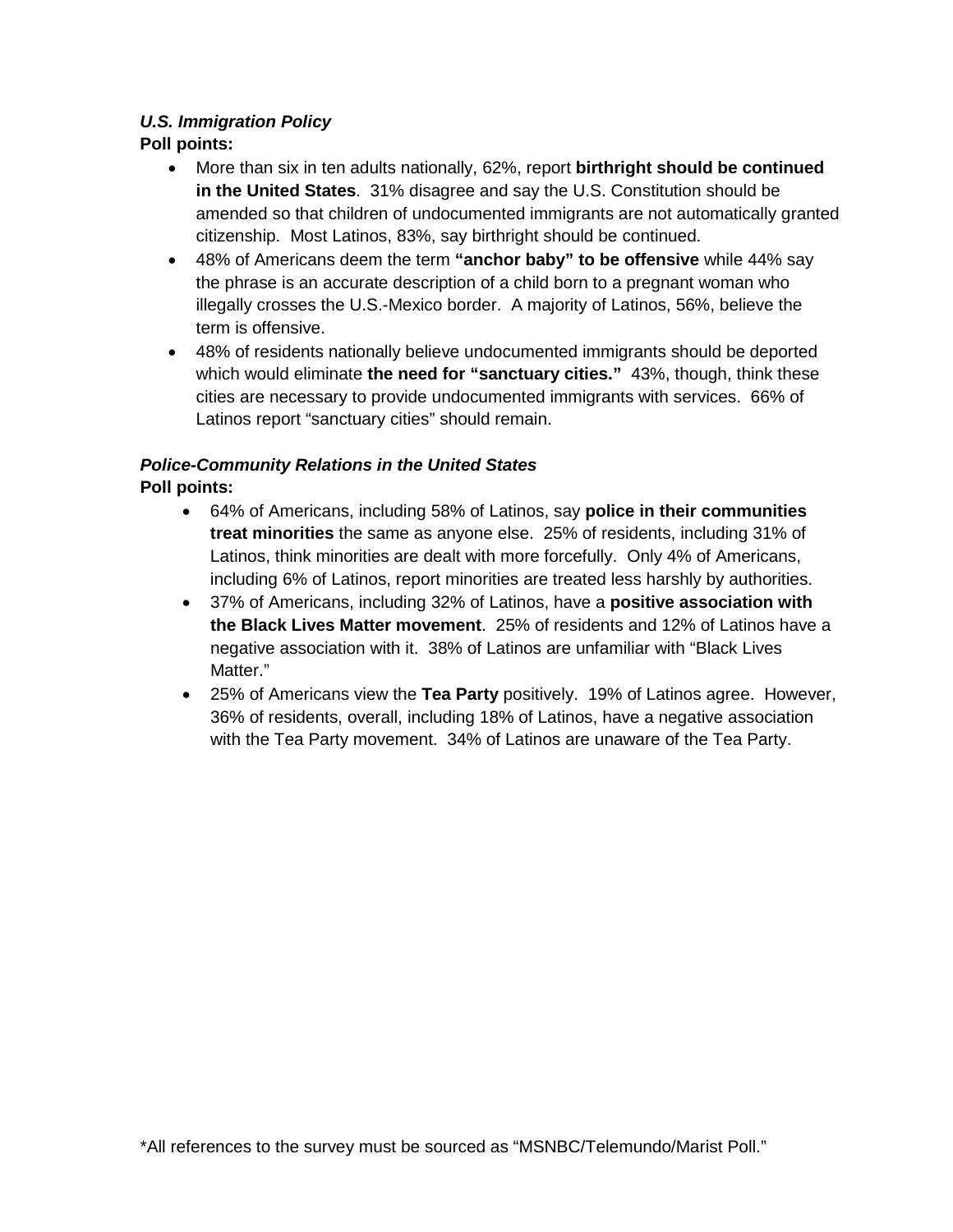***U.S. Immigration Policy***

**Poll points:**

- More than six in ten adults nationally, 62%, report **birthright should be continued in the United States**. 31% disagree and say the U.S. Constitution should be amended so that children of undocumented immigrants are not automatically granted citizenship. Most Latinos, 83%, say birthright should be continued.
- 48% of Americans deem the term **"anchor baby" to be offensive** while 44% say the phrase is an accurate description of a child born to a pregnant woman who illegally crosses the U.S.-Mexico border. A majority of Latinos, 56%, believe the term is offensive.
- 48% of residents nationally believe undocumented immigrants should be deported which would eliminate **the need for "sanctuary cities."** 43%, though, think these cities are necessary to provide undocumented immigrants with services. 66% of Latinos report "sanctuary cities" should remain.

***Police-Community Relations in the United States***

**Poll points:**

- 64% of Americans, including 58% of Latinos, say **police in their communities treat minorities** the same as anyone else. 25% of residents, including 31% of Latinos, think minorities are dealt with more forcefully. Only 4% of Americans, including 6% of Latinos, report minorities are treated less harshly by authorities.
- 37% of Americans, including 32% of Latinos, have a **positive association with the Black Lives Matter movement**. 25% of residents and 12% of Latinos have a negative association with it. 38% of Latinos are unfamiliar with "Black Lives Matter."
- 25% of Americans view the **Tea Party** positively. 19% of Latinos agree. However, 36% of residents, overall, including 18% of Latinos, have a negative association with the Tea Party movement. 34% of Latinos are unaware of the Tea Party.

*All references to the survey must be sourced as "MSNBC/Telemundo/Marist Poll."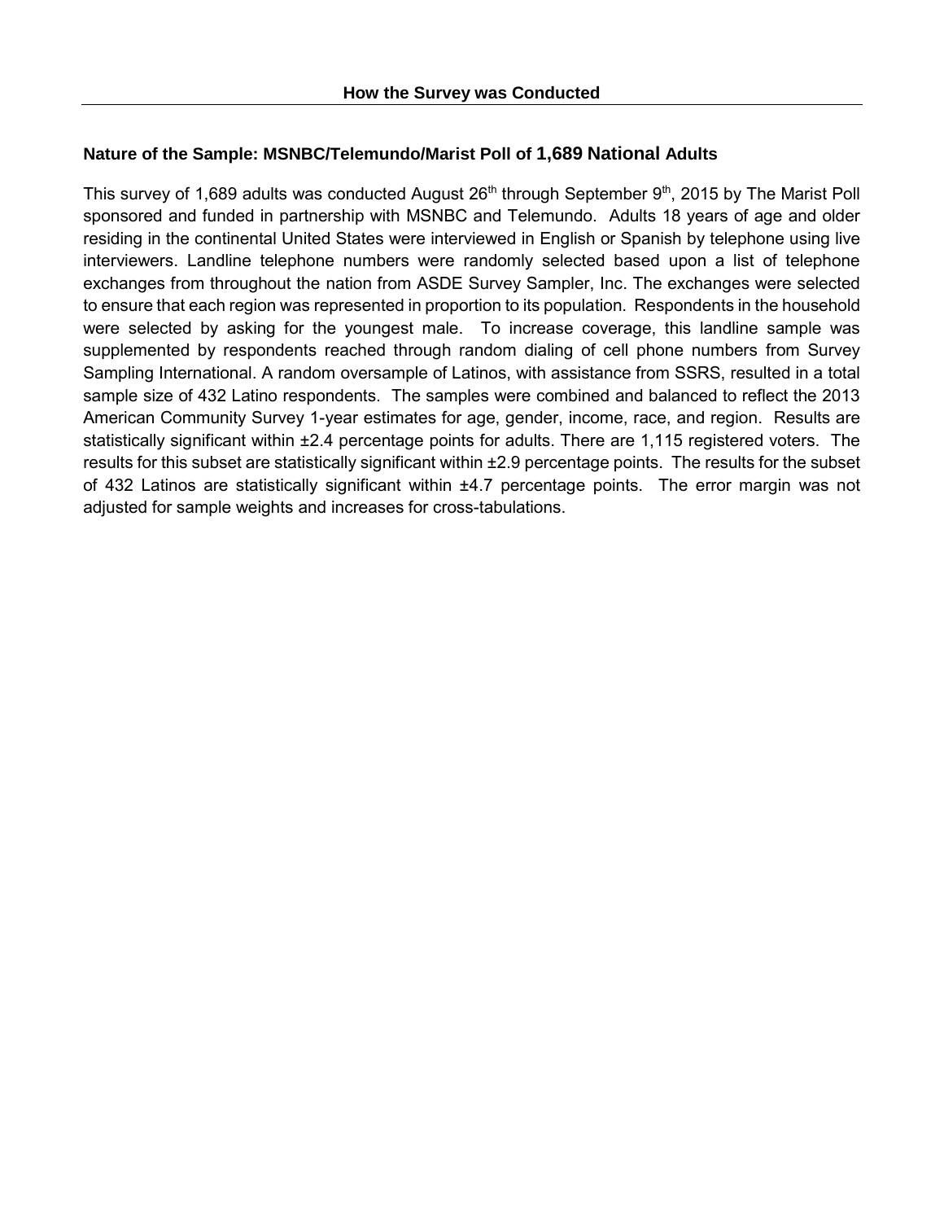## How the Survey was Conducted

### Nature of the Sample: MSNBC/Telemundo/Marist Poll of 1,689 National Adults

This survey of 1,689 adults was conducted August 26th through September 9th, 2015 by The Marist Poll sponsored and funded in partnership with MSNBC and Telemundo. Adults 18 years of age and older residing in the continental United States were interviewed in English or Spanish by telephone using live interviewers. Landline telephone numbers were randomly selected based upon a list of telephone exchanges from throughout the nation from ASDE Survey Sampler, Inc. The exchanges were selected to ensure that each region was represented in proportion to its population. Respondents in the household were selected by asking for the youngest male. To increase coverage, this landline sample was supplemented by respondents reached through random dialing of cell phone numbers from Survey Sampling International. A random oversample of Latinos, with assistance from SSRS, resulted in a total sample size of 432 Latino respondents. The samples were combined and balanced to reflect the 2013 American Community Survey 1-year estimates for age, gender, income, race, and region. Results are statistically significant within ±2.4 percentage points for adults. There are 1,115 registered voters. The results for this subset are statistically significant within ±2.9 percentage points. The results for the subset of 432 Latinos are statistically significant within ±4.7 percentage points. The error margin was not adjusted for sample weights and increases for cross-tabulations.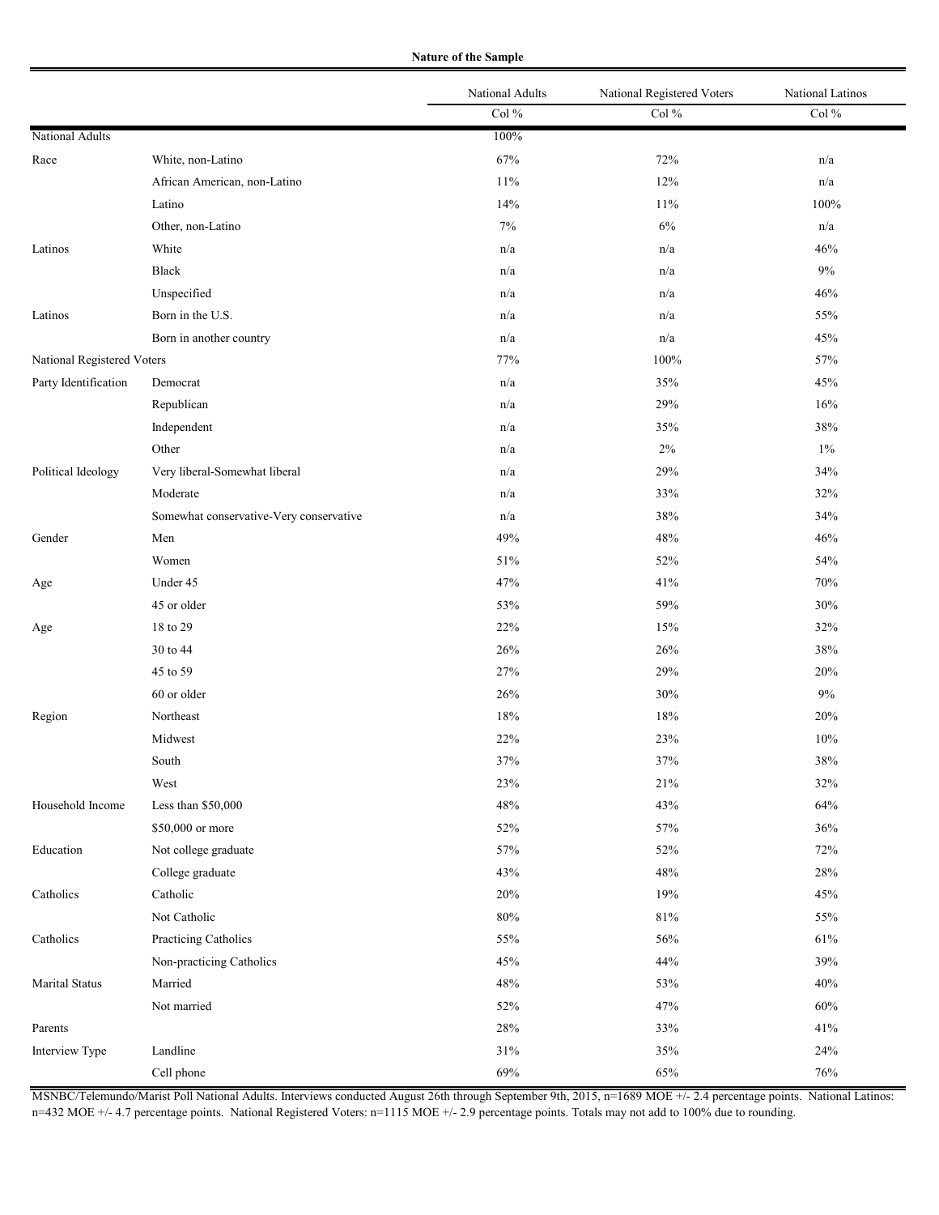**Nature of the Sample**

| | | National Adults | National Registered Voters | National Latinos |
|---|---|---|---|---|
| | | Col % | Col % | Col % |
| National Adults | | 100% | | |
| Race | White, non-Latino | 67% | 72% | n/a |
| | African American, non-Latino | 11% | 12% | n/a |
| | Latino | 14% | 11% | 100% |
| | Other, non-Latino | 7% | 6% | n/a |
| Latinos | White | n/a | n/a | 46% |
| | Black | n/a | n/a | 9% |
| | Unspecified | n/a | n/a | 46% |
| Latinos | Born in the U.S. | n/a | n/a | 55% |
| | Born in another country | n/a | n/a | 45% |
| National Registered Voters | | 77% | 100% | 57% |
| Party Identification | Democrat | n/a | 35% | 45% |
| | Republican | n/a | 29% | 16% |
| | Independent | n/a | 35% | 38% |
| | Other | n/a | 2% | 1% |
| Political Ideology | Very liberal-Somewhat liberal | n/a | 29% | 34% |
| | Moderate | n/a | 33% | 32% |
| | Somewhat conservative-Very conservative | n/a | 38% | 34% |
| Gender | Men | 49% | 48% | 46% |
| | Women | 51% | 52% | 54% |
| Age | Under 45 | 47% | 41% | 70% |
| | 45 or older | 53% | 59% | 30% |
| Age | 18 to 29 | 22% | 15% | 32% |
| | 30 to 44 | 26% | 26% | 38% |
| | 45 to 59 | 27% | 29% | 20% |
| | 60 or older | 26% | 30% | 9% |
| Region | Northeast | 18% | 18% | 20% |
| | Midwest | 22% | 23% | 10% |
| | South | 37% | 37% | 38% |
| | West | 23% | 21% | 32% |
| Household Income | Less than $50,000 | 48% | 43% | 64% |
| | $50,000 or more | 52% | 57% | 36% |
| Education | Not college graduate | 57% | 52% | 72% |
| | College graduate | 43% | 48% | 28% |
| Catholics | Catholic | 20% | 19% | 45% |
| | Not Catholic | 80% | 81% | 55% |
| Catholics | Practicing Catholics | 55% | 56% | 61% |
| | Non-practicing Catholics | 45% | 44% | 39% |
| Marital Status | Married | 48% | 53% | 40% |
| | Not married | 52% | 47% | 60% |
| Parents | | 28% | 33% | 41% |
| Interview Type | Landline | 31% | 35% | 24% |
| | Cell phone | 69% | 65% | 76% |

MSNBC/Telemundo/Marist Poll National Adults. Interviews conducted August 26th through September 9th, 2015, n=1689 MOE +/- 2.4 percentage points. National Latinos: n=432 MOE +/- 4.7 percentage points. National Registered Voters: n=1115 MOE +/- 2.9 percentage points. Totals may not add to 100% due to rounding.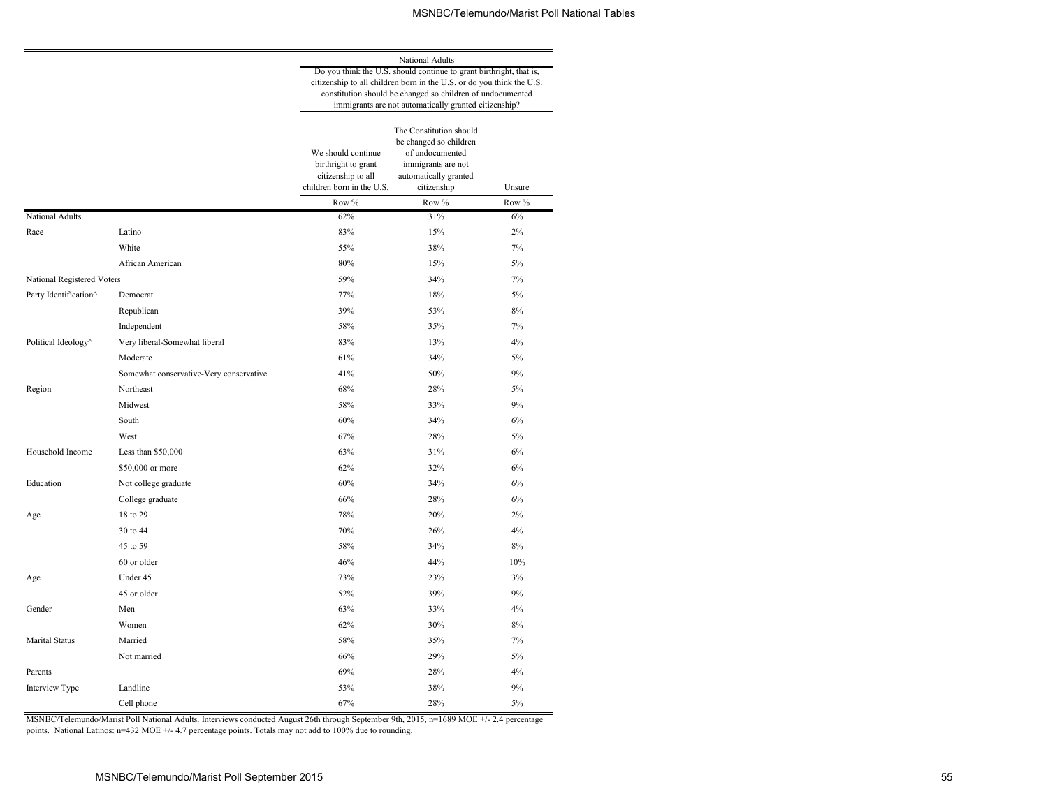| | | National Adults | | |
|---|---|---|---|---|
| | | Do you think the U.S. should continue to grant birthright, that is, citizenship to all children born in the U.S. or do you think the U.S. constitution should be changed so children of undocumented immigrants are not automatically granted citizenship? | | |
| | | We should continue birthright to grant citizenship to all children born in the U.S. | The Constitution should be changed so children of undocumented immigrants are not automatically granted citizenship | Unsure |
| | | Row % | Row % | Row % |
| National Adults | | 62% | 31% | 6% |
| Race | Latino | 83% | 15% | 2% |
| | White | 55% | 38% | 7% |
| | African American | 80% | 15% | 5% |
| National Registered Voters | | 59% | 34% | 7% |
| Party Identification^ | Democrat | 77% | 18% | 5% |
| | Republican | 39% | 53% | 8% |
| | Independent | 58% | 35% | 7% |
| Political Ideology^ | Very liberal-Somewhat liberal | 83% | 13% | 4% |
| | Moderate | 61% | 34% | 5% |
| | Somewhat conservative-Very conservative | 41% | 50% | 9% |
| Region | Northeast | 68% | 28% | 5% |
| | Midwest | 58% | 33% | 9% |
| | South | 60% | 34% | 6% |
| | West | 67% | 28% | 5% |
| Household Income | Less than $50,000 | 63% | 31% | 6% |
| | $50,000 or more | 62% | 32% | 6% |
| Education | Not college graduate | 60% | 34% | 6% |
| | College graduate | 66% | 28% | 6% |
| Age | 18 to 29 | 78% | 20% | 2% |
| | 30 to 44 | 70% | 26% | 4% |
| | 45 to 59 | 58% | 34% | 8% |
| | 60 or older | 46% | 44% | 10% |
| Age | Under 45 | 73% | 23% | 3% |
| | 45 or older | 52% | 39% | 9% |
| Gender | Men | 63% | 33% | 4% |
| | Women | 62% | 30% | 8% |
| Marital Status | Married | 58% | 35% | 7% |
| | Not married | 66% | 29% | 5% |
| Parents | | 69% | 28% | 4% |
| Interview Type | Landline | 53% | 38% | 9% |
| | Cell phone | 67% | 28% | 5% |

MSNBC/Telemundo/Marist Poll National Adults. Interviews conducted August 26th through September 9th, 2015, n=1689 MOE +/- 2.4 percentage points. National Latinos: n=432 MOE +/- 4.7 percentage points. Totals may not add to 100% due to rounding.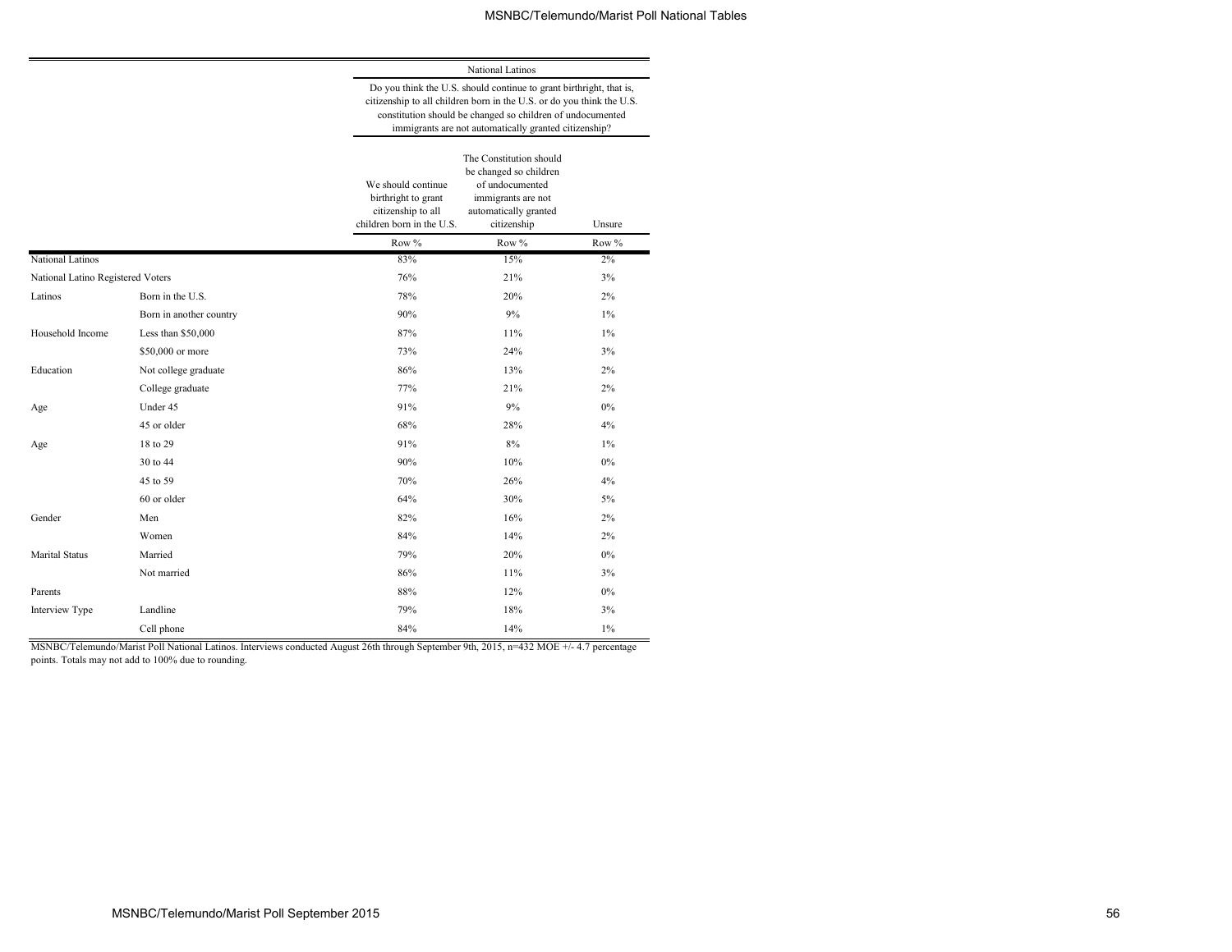| | | National Latinos | | |
|---|---|---|---|---|
| | | Do you think the U.S. should continue to grant birthright, that is, citizenship to all children born in the U.S. or do you think the U.S. constitution should be changed so children of undocumented immigrants are not automatically granted citizenship? | | |
| | | We should continue birthright to grant citizenship to all children born in the U.S. | The Constitution should be changed so children of undocumented immigrants are not automatically granted citizenship | Unsure |
| | | Row % | Row % | Row % |
| National Latinos | | 83% | 15% | 2% |
| National Latino Registered Voters | | 76% | 21% | 3% |
| Latinos | Born in the U.S. | 78% | 20% | 2% |
| | Born in another country | 90% | 9% | 1% |
| Household Income | Less than $50,000 | 87% | 11% | 1% |
| | $50,000 or more | 73% | 24% | 3% |
| Education | Not college graduate | 86% | 13% | 2% |
| | College graduate | 77% | 21% | 2% |
| Age | Under 45 | 91% | 9% | 0% |
| | 45 or older | 68% | 28% | 4% |
| Age | 18 to 29 | 91% | 8% | 1% |
| | 30 to 44 | 90% | 10% | 0% |
| | 45 to 59 | 70% | 26% | 4% |
| | 60 or older | 64% | 30% | 5% |
| Gender | Men | 82% | 16% | 2% |
| | Women | 84% | 14% | 2% |
| Marital Status | Married | 79% | 20% | 0% |
| | Not married | 86% | 11% | 3% |
| Parents | | 88% | 12% | 0% |
| Interview Type | Landline | 79% | 18% | 3% |
| | Cell phone | 84% | 14% | 1% |

MSNBC/Telemundo/Marist Poll National Latinos. Interviews conducted August 26th through September 9th, 2015, n=432 MOE +/- 4.7 percentage points. Totals may not add to 100% due to rounding.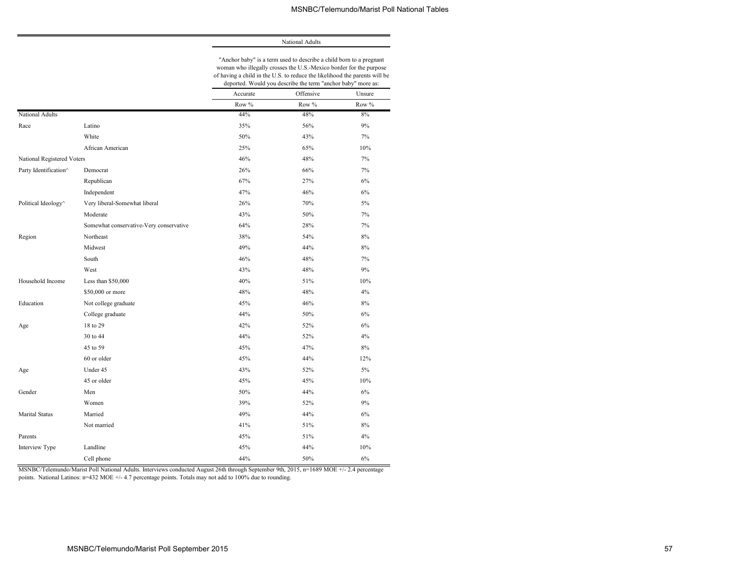| | | National Adults | | |
|---|---|---|---|---|
| | | "Anchor baby" is a term used to describe a child born to a pregnant woman who illegally crosses the U.S.-Mexico border for the purpose of having a child in the U.S. to reduce the likelihood the parents will be deported. Would you describe the term "anchor baby" more as: | | |
| | | Accurate | Offensive | Unsure |
| | | Row % | Row % | Row % |
| National Adults | | 44% | 48% | 8% |
| Race | Latino | 35% | 56% | 9% |
| | White | 50% | 43% | 7% |
| | African American | 25% | 65% | 10% |
| National Registered Voters | | 46% | 48% | 7% |
| Party Identification^ | Democrat | 26% | 66% | 7% |
| | Republican | 67% | 27% | 6% |
| | Independent | 47% | 46% | 6% |
| Political Ideology^ | Very liberal-Somewhat liberal | 26% | 70% | 5% |
| | Moderate | 43% | 50% | 7% |
| | Somewhat conservative-Very conservative | 64% | 28% | 7% |
| Region | Northeast | 38% | 54% | 8% |
| | Midwest | 49% | 44% | 8% |
| | South | 46% | 48% | 7% |
| | West | 43% | 48% | 9% |
| Household Income | Less than $50,000 | 40% | 51% | 10% |
| | $50,000 or more | 48% | 48% | 4% |
| Education | Not college graduate | 45% | 46% | 8% |
| | College graduate | 44% | 50% | 6% |
| Age | 18 to 29 | 42% | 52% | 6% |
| | 30 to 44 | 44% | 52% | 4% |
| | 45 to 59 | 45% | 47% | 8% |
| | 60 or older | 45% | 44% | 12% |
| Age | Under 45 | 43% | 52% | 5% |
| | 45 or older | 45% | 45% | 10% |
| Gender | Men | 50% | 44% | 6% |
| | Women | 39% | 52% | 9% |
| Marital Status | Married | 49% | 44% | 6% |
| | Not married | 41% | 51% | 8% |
| Parents | | 45% | 51% | 4% |
| Interview Type | Landline | 45% | 44% | 10% |
| | Cell phone | 44% | 50% | 6% |

MSNBC/Telemundo/Marist Poll National Adults. Interviews conducted August 26th through September 9th, 2015, n=1689 MOE +/- 2.4 percentage points. National Latinos: n=432 MOE +/- 4.7 percentage points. Totals may not add to 100% due to rounding.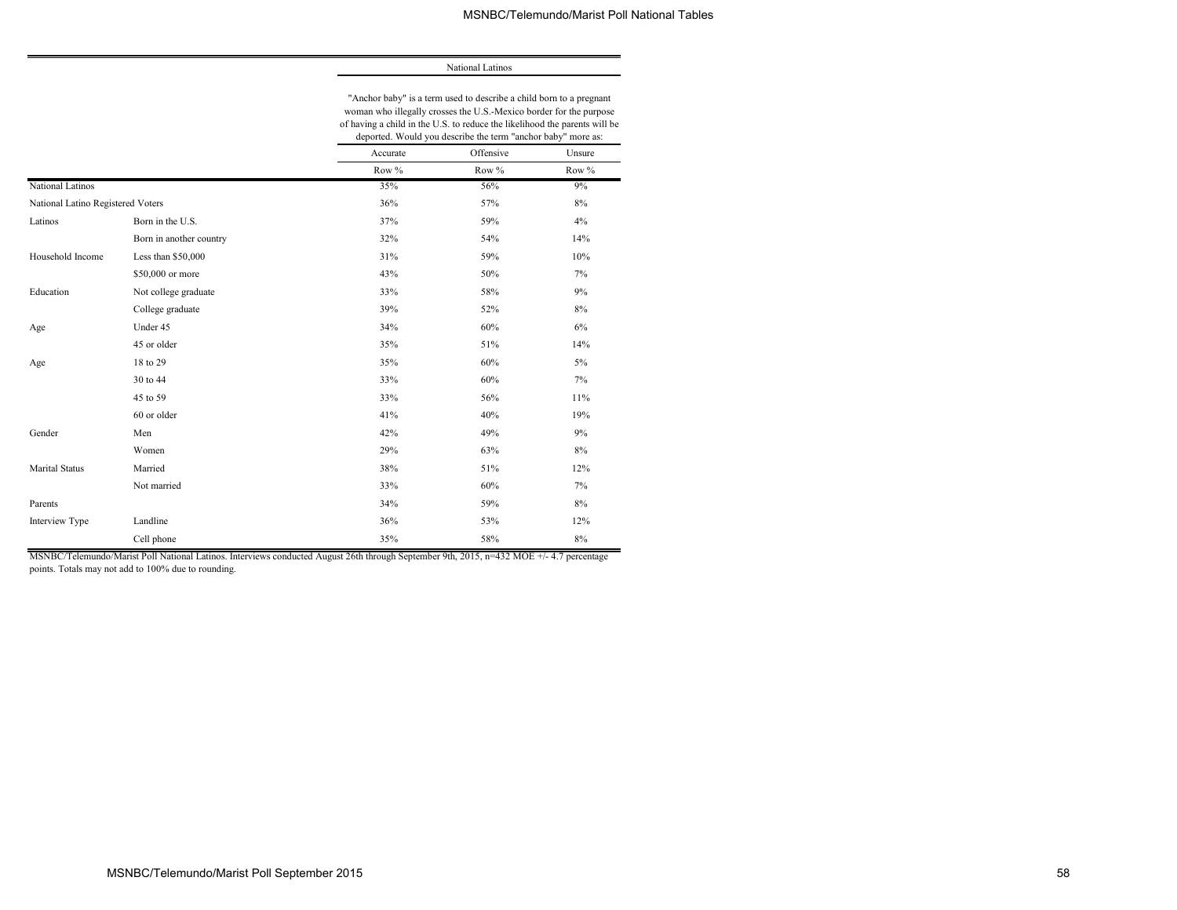| | | National Latinos | | |
|---|---|---|---|---|
| | | "Anchor baby" is a term used to describe a child born to a pregnant woman who illegally crosses the U.S.-Mexico border for the purpose of having a child in the U.S. to reduce the likelihood the parents will be deported. Would you describe the term "anchor baby" more as: | | |
| | | Accurate | Offensive | Unsure |
| | | Row % | Row % | Row % |
| National Latinos | | 35% | 56% | 9% |
| National Latino Registered Voters | | 36% | 57% | 8% |
| Latinos | Born in the U.S. | 37% | 59% | 4% |
| | Born in another country | 32% | 54% | 14% |
| Household Income | Less than $50,000 | 31% | 59% | 10% |
| | $50,000 or more | 43% | 50% | 7% |
| Education | Not college graduate | 33% | 58% | 9% |
| | College graduate | 39% | 52% | 8% |
| Age | Under 45 | 34% | 60% | 6% |
| | 45 or older | 35% | 51% | 14% |
| Age | 18 to 29 | 35% | 60% | 5% |
| | 30 to 44 | 33% | 60% | 7% |
| | 45 to 59 | 33% | 56% | 11% |
| | 60 or older | 41% | 40% | 19% |
| Gender | Men | 42% | 49% | 9% |
| | Women | 29% | 63% | 8% |
| Marital Status | Married | 38% | 51% | 12% |
| | Not married | 33% | 60% | 7% |
| Parents | | 34% | 59% | 8% |
| Interview Type | Landline | 36% | 53% | 12% |
| | Cell phone | 35% | 58% | 8% |

MSNBC/Telemundo/Marist Poll National Latinos. Interviews conducted August 26th through September 9th, 2015, n=432 MOE +/- 4.7 percentage points. Totals may not add to 100% due to rounding.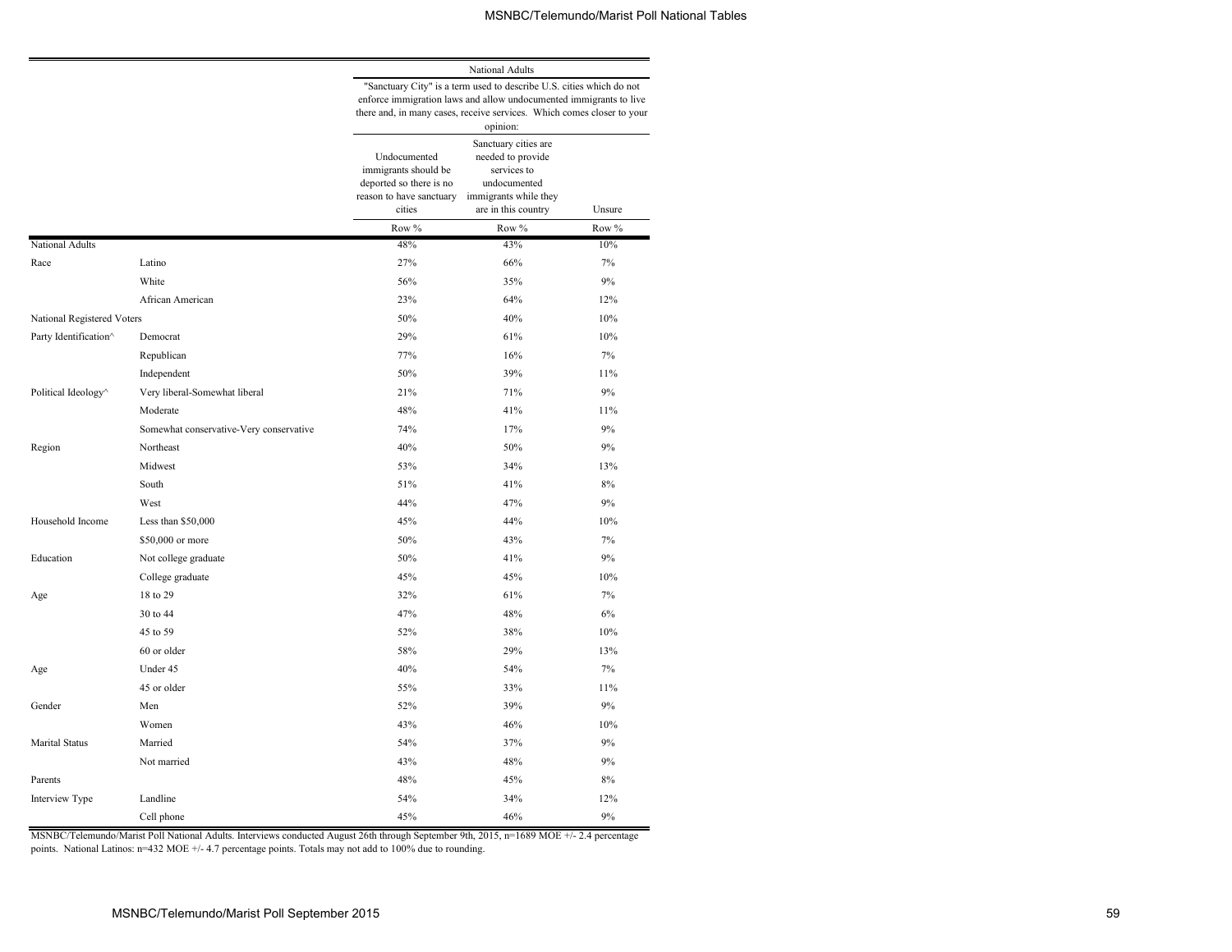| | | National Adults | | |
|---|---|---|---|---|
| | | "Sanctuary City" is a term used to describe U.S. cities which do not enforce immigration laws and allow undocumented immigrants to live there and, in many cases, receive services. Which comes closer to your opinion: | | |
| | | Undocumented immigrants should be deported so there is no reason to have sanctuary cities | Sanctuary cities are needed to provide services to undocumented immigrants while they are in this country | Unsure |
| | | Row % | Row % | Row % |
| National Adults | | 48% | 43% | 10% |
| Race | Latino | 27% | 66% | 7% |
| | White | 56% | 35% | 9% |
| | African American | 23% | 64% | 12% |
| National Registered Voters | | 50% | 40% | 10% |
| Party Identification^ | Democrat | 29% | 61% | 10% |
| | Republican | 77% | 16% | 7% |
| | Independent | 50% | 39% | 11% |
| Political Ideology^ | Very liberal-Somewhat liberal | 21% | 71% | 9% |
| | Moderate | 48% | 41% | 11% |
| | Somewhat conservative-Very conservative | 74% | 17% | 9% |
| Region | Northeast | 40% | 50% | 9% |
| | Midwest | 53% | 34% | 13% |
| | South | 51% | 41% | 8% |
| | West | 44% | 47% | 9% |
| Household Income | Less than $50,000 | 45% | 44% | 10% |
| | $50,000 or more | 50% | 43% | 7% |
| Education | Not college graduate | 50% | 41% | 9% |
| | College graduate | 45% | 45% | 10% |
| Age | 18 to 29 | 32% | 61% | 7% |
| | 30 to 44 | 47% | 48% | 6% |
| | 45 to 59 | 52% | 38% | 10% |
| | 60 or older | 58% | 29% | 13% |
| Age | Under 45 | 40% | 54% | 7% |
| | 45 or older | 55% | 33% | 11% |
| Gender | Men | 52% | 39% | 9% |
| | Women | 43% | 46% | 10% |
| Marital Status | Married | 54% | 37% | 9% |
| | Not married | 43% | 48% | 9% |
| Parents | | 48% | 45% | 8% |
| Interview Type | Landline | 54% | 34% | 12% |
| | Cell phone | 45% | 46% | 9% |

MSNBC/Telemundo/Marist Poll National Adults. Interviews conducted August 26th through September 9th, 2015, n=1689 MOE +/- 2.4 percentage points. National Latinos: n=432 MOE +/- 4.7 percentage points. Totals may not add to 100% due to rounding.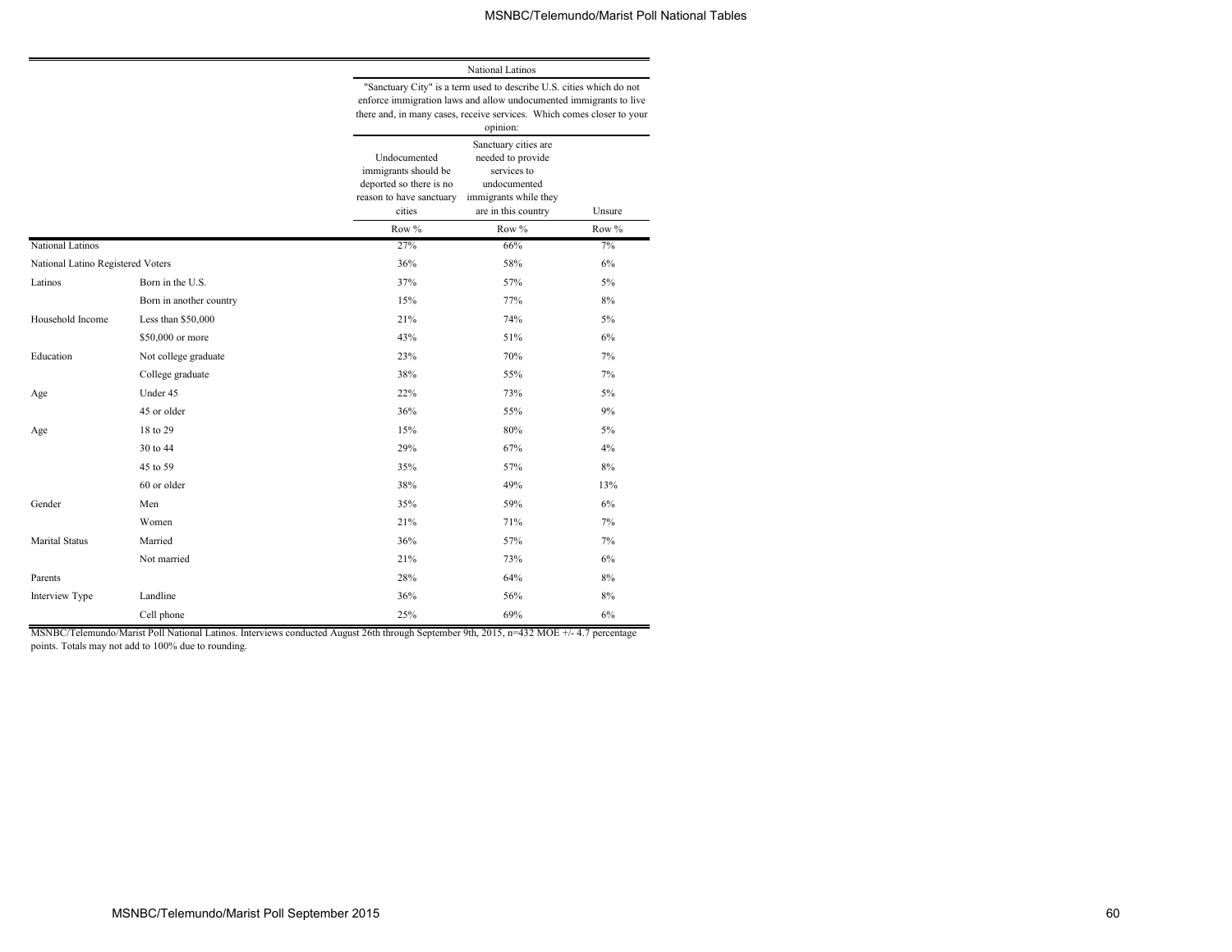| | | National Latinos | | |
|---|---|---|---|---|
| | | "Sanctuary City" is a term used to describe U.S. cities which do not enforce immigration laws and allow undocumented immigrants to live there and, in many cases, receive services. Which comes closer to your opinion: | | |
| | | Undocumented immigrants should be deported so there is no reason to have sanctuary cities | Sanctuary cities are needed to provide services to undocumented immigrants while they are in this country | Unsure |
| | | Row % | Row % | Row % |
| National Latinos | | 27% | 66% | 7% |
| National Latino Registered Voters | | 36% | 58% | 6% |
| Latinos | Born in the U.S. | 37% | 57% | 5% |
| | Born in another country | 15% | 77% | 8% |
| Household Income | Less than $50,000 | 21% | 74% | 5% |
| | $50,000 or more | 43% | 51% | 6% |
| Education | Not college graduate | 23% | 70% | 7% |
| | College graduate | 38% | 55% | 7% |
| Age | Under 45 | 22% | 73% | 5% |
| | 45 or older | 36% | 55% | 9% |
| Age | 18 to 29 | 15% | 80% | 5% |
| | 30 to 44 | 29% | 67% | 4% |
| | 45 to 59 | 35% | 57% | 8% |
| | 60 or older | 38% | 49% | 13% |
| Gender | Men | 35% | 59% | 6% |
| | Women | 21% | 71% | 7% |
| Marital Status | Married | 36% | 57% | 7% |
| | Not married | 21% | 73% | 6% |
| Parents | | 28% | 64% | 8% |
| Interview Type | Landline | 36% | 56% | 8% |
| | Cell phone | 25% | 69% | 6% |

MSNBC/Telemundo/Marist Poll National Latinos. Interviews conducted August 26th through September 9th, 2015, n=432 MOE +/- 4.7 percentage points. Totals may not add to 100% due to rounding.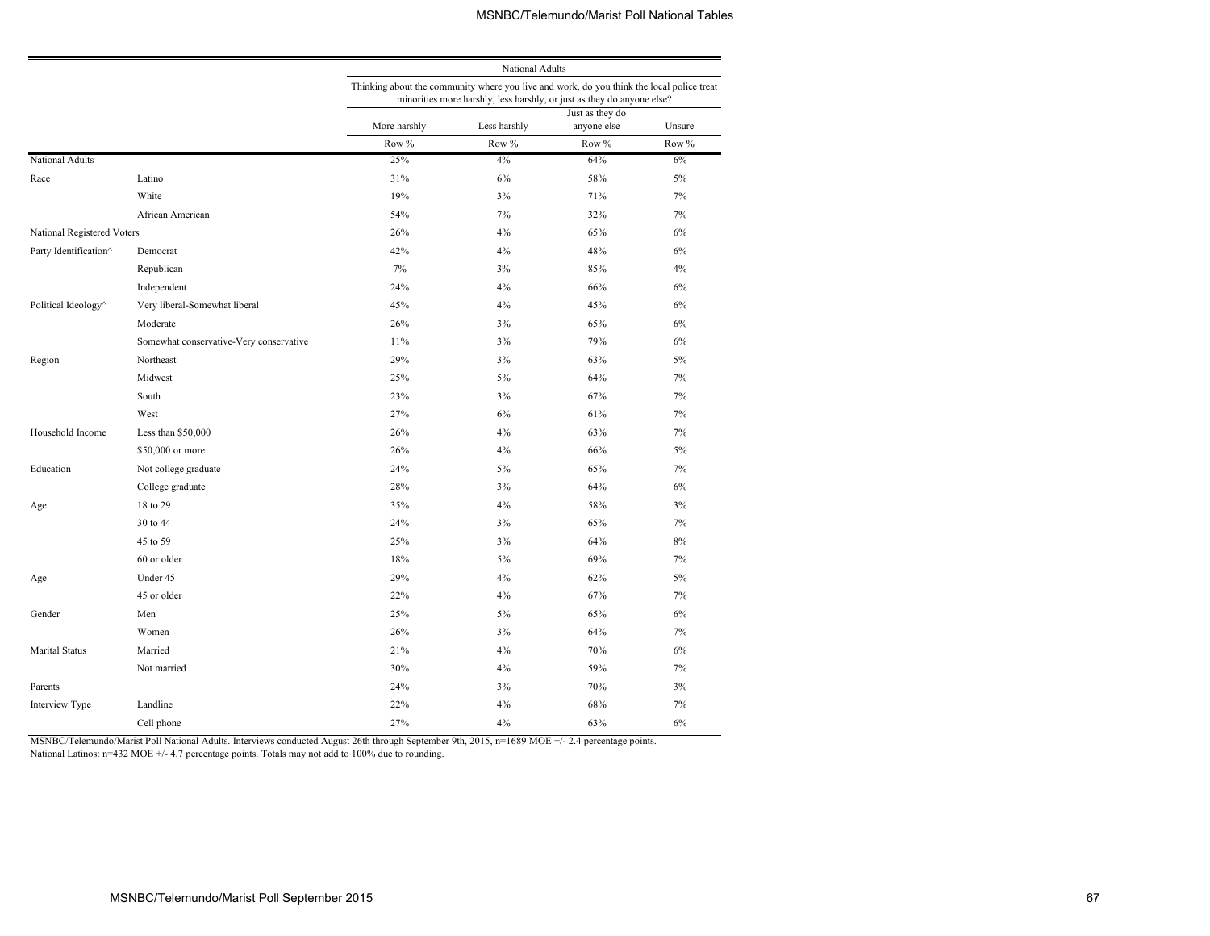| | | National Adults | | | |
|---|---|---|---|---|---|
| | | Thinking about the community where you live and work, do you think the local police treat minorities more harshly, less harshly, or just as they do anyone else? | | | |
| | | More harshly | Less harshly | Just as they do anyone else | Unsure |
| | | Row % | Row % | Row % | Row % |
| National Adults | | 25% | 4% | 64% | 6% |
| Race | Latino | 31% | 6% | 58% | 5% |
| | White | 19% | 3% | 71% | 7% |
| | African American | 54% | 7% | 32% | 7% |
| National Registered Voters | | 26% | 4% | 65% | 6% |
| Party Identification^ | Democrat | 42% | 4% | 48% | 6% |
| | Republican | 7% | 3% | 85% | 4% |
| | Independent | 24% | 4% | 66% | 6% |
| Political Ideology^ | Very liberal-Somewhat liberal | 45% | 4% | 45% | 6% |
| | Moderate | 26% | 3% | 65% | 6% |
| | Somewhat conservative-Very conservative | 11% | 3% | 79% | 6% |
| Region | Northeast | 29% | 3% | 63% | 5% |
| | Midwest | 25% | 5% | 64% | 7% |
| | South | 23% | 3% | 67% | 7% |
| | West | 27% | 6% | 61% | 7% |
| Household Income | Less than $50,000 | 26% | 4% | 63% | 7% |
| | $50,000 or more | 26% | 4% | 66% | 5% |
| Education | Not college graduate | 24% | 5% | 65% | 7% |
| | College graduate | 28% | 3% | 64% | 6% |
| Age | 18 to 29 | 35% | 4% | 58% | 3% |
| | 30 to 44 | 24% | 3% | 65% | 7% |
| | 45 to 59 | 25% | 3% | 64% | 8% |
| | 60 or older | 18% | 5% | 69% | 7% |
| Age | Under 45 | 29% | 4% | 62% | 5% |
| | 45 or older | 22% | 4% | 67% | 7% |
| Gender | Men | 25% | 5% | 65% | 6% |
| | Women | 26% | 3% | 64% | 7% |
| Marital Status | Married | 21% | 4% | 70% | 6% |
| | Not married | 30% | 4% | 59% | 7% |
| Parents | | 24% | 3% | 70% | 3% |
| Interview Type | Landline | 22% | 4% | 68% | 7% |
| | Cell phone | 27% | 4% | 63% | 6% |

MSNBC/Telemundo/Marist Poll National Adults. Interviews conducted August 26th through September 9th, 2015, n=1689 MOE +/- 2.4 percentage points. National Latinos: n=432 MOE +/- 4.7 percentage points. Totals may not add to 100% due to rounding.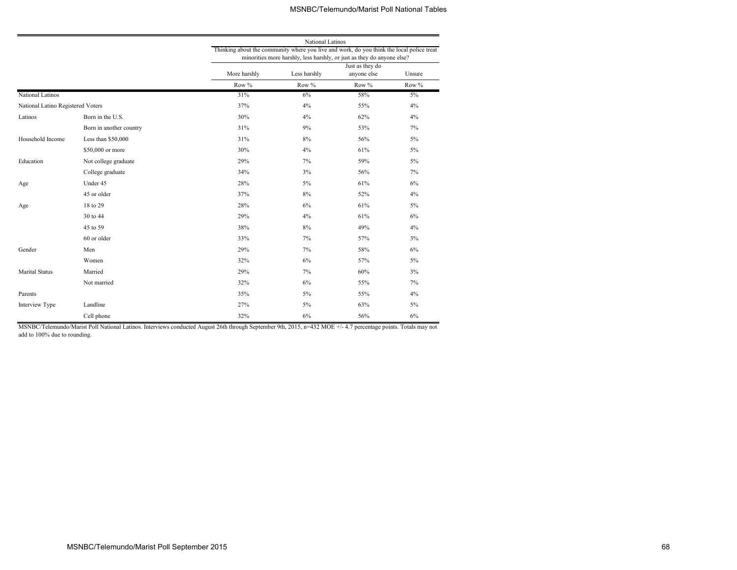| | | National Latinos | | | |
|---|---|---|---|---|---|
| | | Thinking about the community where you live and work, do you think the local police treat minorities more harshly, less harshly, or just as they do anyone else? | | | |
| | | More harshly | Less harshly | Just as they do anyone else | Unsure |
| | | Row % | Row % | Row % | Row % |
| National Latinos | | 31% | 6% | 58% | 5% |
| National Latino Registered Voters | | 37% | 4% | 55% | 4% |
| Latinos | Born in the U.S. | 30% | 4% | 62% | 4% |
| | Born in another country | 31% | 9% | 53% | 7% |
| Household Income | Less than $50,000 | 31% | 8% | 56% | 5% |
| | $50,000 or more | 30% | 4% | 61% | 5% |
| Education | Not college graduate | 29% | 7% | 59% | 5% |
| | College graduate | 34% | 3% | 56% | 7% |
| Age | Under 45 | 28% | 5% | 61% | 6% |
| | 45 or older | 37% | 8% | 52% | 4% |
| Age | 18 to 29 | 28% | 6% | 61% | 5% |
| | 30 to 44 | 29% | 4% | 61% | 6% |
| | 45 to 59 | 38% | 8% | 49% | 4% |
| | 60 or older | 33% | 7% | 57% | 3% |
| Gender | Men | 29% | 7% | 58% | 6% |
| | Women | 32% | 6% | 57% | 5% |
| Marital Status | Married | 29% | 7% | 60% | 3% |
| | Not married | 32% | 6% | 55% | 7% |
| Parents | | 35% | 5% | 55% | 4% |
| Interview Type | Landline | 27% | 5% | 63% | 5% |
| | Cell phone | 32% | 6% | 56% | 6% |

MSNBC/Telemundo/Marist Poll National Latinos. Interviews conducted August 26th through September 9th, 2015, n=432 MOE +/- 4.7 percentage points. Totals may not add to 100% due to rounding.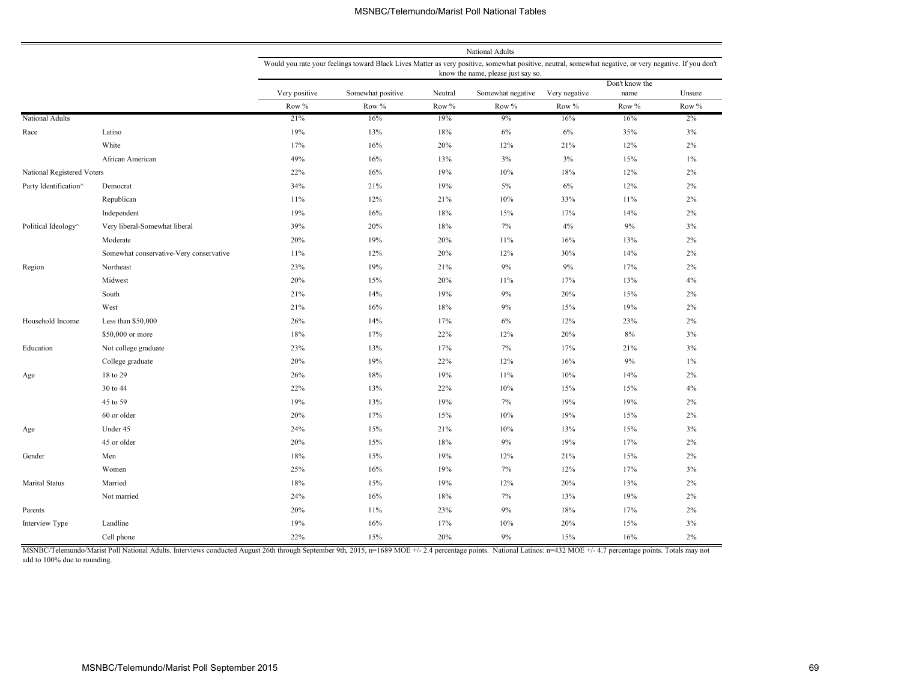| | | National Adults | | | | | | |
|---|---|---|---|---|---|---|---|---|
| | | Would you rate your feelings toward Black Lives Matter as very positive, somewhat positive, neutral, somewhat negative, or very negative. If you don't know the name, please just say so. | | | | | | |
| | | Very positive | Somewhat positive | Neutral | Somewhat negative | Very negative | Don't know the name | Unsure |
| | | Row % | Row % | Row % | Row % | Row % | Row % | Row % |
| National Adults | | 21% | 16% | 19% | 9% | 16% | 16% | 2% |
| Race | Latino | 19% | 13% | 18% | 6% | 6% | 35% | 3% |
| | White | 17% | 16% | 20% | 12% | 21% | 12% | 2% |
| | African American | 49% | 16% | 13% | 3% | 3% | 15% | 1% |
| National Registered Voters | | 22% | 16% | 19% | 10% | 18% | 12% | 2% |
| Party Identification^ | Democrat | 34% | 21% | 19% | 5% | 6% | 12% | 2% |
| | Republican | 11% | 12% | 21% | 10% | 33% | 11% | 2% |
| | Independent | 19% | 16% | 18% | 15% | 17% | 14% | 2% |
| Political Ideology^ | Very liberal-Somewhat liberal | 39% | 20% | 18% | 7% | 4% | 9% | 3% |
| | Moderate | 20% | 19% | 20% | 11% | 16% | 13% | 2% |
| | Somewhat conservative-Very conservative | 11% | 12% | 20% | 12% | 30% | 14% | 2% |
| Region | Northeast | 23% | 19% | 21% | 9% | 9% | 17% | 2% |
| | Midwest | 20% | 15% | 20% | 11% | 17% | 13% | 4% |
| | South | 21% | 14% | 19% | 9% | 20% | 15% | 2% |
| | West | 21% | 16% | 18% | 9% | 15% | 19% | 2% |
| Household Income | Less than $50,000 | 26% | 14% | 17% | 6% | 12% | 23% | 2% |
| | $50,000 or more | 18% | 17% | 22% | 12% | 20% | 8% | 3% |
| Education | Not college graduate | 23% | 13% | 17% | 7% | 17% | 21% | 3% |
| | College graduate | 20% | 19% | 22% | 12% | 16% | 9% | 1% |
| Age | 18 to 29 | 26% | 18% | 19% | 11% | 10% | 14% | 2% |
| | 30 to 44 | 22% | 13% | 22% | 10% | 15% | 15% | 4% |
| | 45 to 59 | 19% | 13% | 19% | 7% | 19% | 19% | 2% |
| | 60 or older | 20% | 17% | 15% | 10% | 19% | 15% | 2% |
| Age | Under 45 | 24% | 15% | 21% | 10% | 13% | 15% | 3% |
| | 45 or older | 20% | 15% | 18% | 9% | 19% | 17% | 2% |
| Gender | Men | 18% | 15% | 19% | 12% | 21% | 15% | 2% |
| | Women | 25% | 16% | 19% | 7% | 12% | 17% | 3% |
| Marital Status | Married | 18% | 15% | 19% | 12% | 20% | 13% | 2% |
| | Not married | 24% | 16% | 18% | 7% | 13% | 19% | 2% |
| Parents | | 20% | 11% | 23% | 9% | 18% | 17% | 2% |
| Interview Type | Landline | 19% | 16% | 17% | 10% | 20% | 15% | 3% |
| | Cell phone | 22% | 15% | 20% | 9% | 15% | 16% | 2% |

MSNBC/Telemundo/Marist Poll National Adults. Interviews conducted August 26th through September 9th, 2015, n=1689 MOE +/- 2.4 percentage points. National Latinos: n=432 MOE +/- 4.7 percentage points. Totals may not add to 100% due to rounding.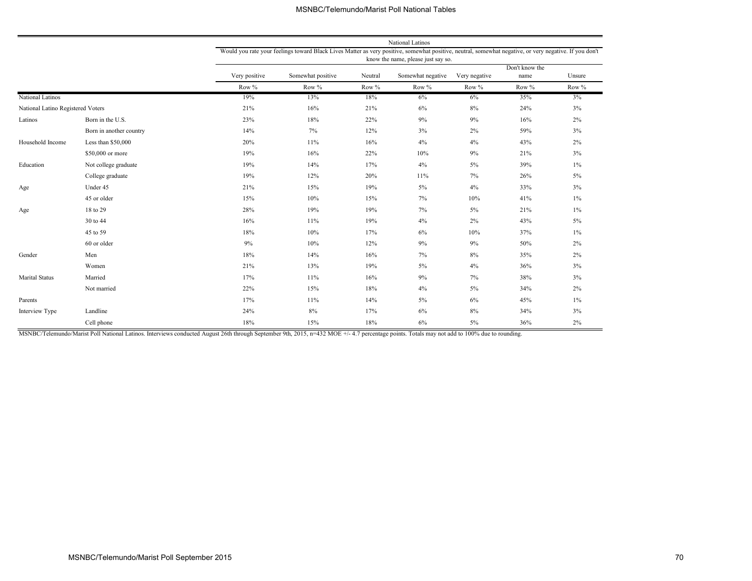| | | National Latinos | | | | | | |
|---|---|---|---|---|---|---|---|---|
| | | Would you rate your feelings toward Black Lives Matter as very positive, somewhat positive, neutral, somewhat negative, or very negative. If you don't know the name, please just say so. | | | | | | |
| | | Very positive | Somewhat positive | Neutral | Somewhat negative | Very negative | Don't know the name | Unsure |
| | | Row % | Row % | Row % | Row % | Row % | Row % | Row % |
| National Latinos | | 19% | 13% | 18% | 6% | 6% | 35% | 3% |
| National Latino Registered Voters | | 21% | 16% | 21% | 6% | 8% | 24% | 3% |
| Latinos | Born in the U.S. | 23% | 18% | 22% | 9% | 9% | 16% | 2% |
| | Born in another country | 14% | 7% | 12% | 3% | 2% | 59% | 3% |
| Household Income | Less than $50,000 | 20% | 11% | 16% | 4% | 4% | 43% | 2% |
| | $50,000 or more | 19% | 16% | 22% | 10% | 9% | 21% | 3% |
| Education | Not college graduate | 19% | 14% | 17% | 4% | 5% | 39% | 1% |
| | College graduate | 19% | 12% | 20% | 11% | 7% | 26% | 5% |
| Age | Under 45 | 21% | 15% | 19% | 5% | 4% | 33% | 3% |
| | 45 or older | 15% | 10% | 15% | 7% | 10% | 41% | 1% |
| Age | 18 to 29 | 28% | 19% | 19% | 7% | 5% | 21% | 1% |
| | 30 to 44 | 16% | 11% | 19% | 4% | 2% | 43% | 5% |
| | 45 to 59 | 18% | 10% | 17% | 6% | 10% | 37% | 1% |
| | 60 or older | 9% | 10% | 12% | 9% | 9% | 50% | 2% |
| Gender | Men | 18% | 14% | 16% | 7% | 8% | 35% | 2% |
| | Women | 21% | 13% | 19% | 5% | 4% | 36% | 3% |
| Marital Status | Married | 17% | 11% | 16% | 9% | 7% | 38% | 3% |
| | Not married | 22% | 15% | 18% | 4% | 5% | 34% | 2% |
| Parents | | 17% | 11% | 14% | 5% | 6% | 45% | 1% |
| Interview Type | Landline | 24% | 8% | 17% | 6% | 8% | 34% | 3% |
| | Cell phone | 18% | 15% | 18% | 6% | 5% | 36% | 2% |

MSNBC/Telemundo/Marist Poll National Latinos. Interviews conducted August 26th through September 9th, 2015, n=432 MOE +/- 4.7 percentage points. Totals may not add to 100% due to rounding.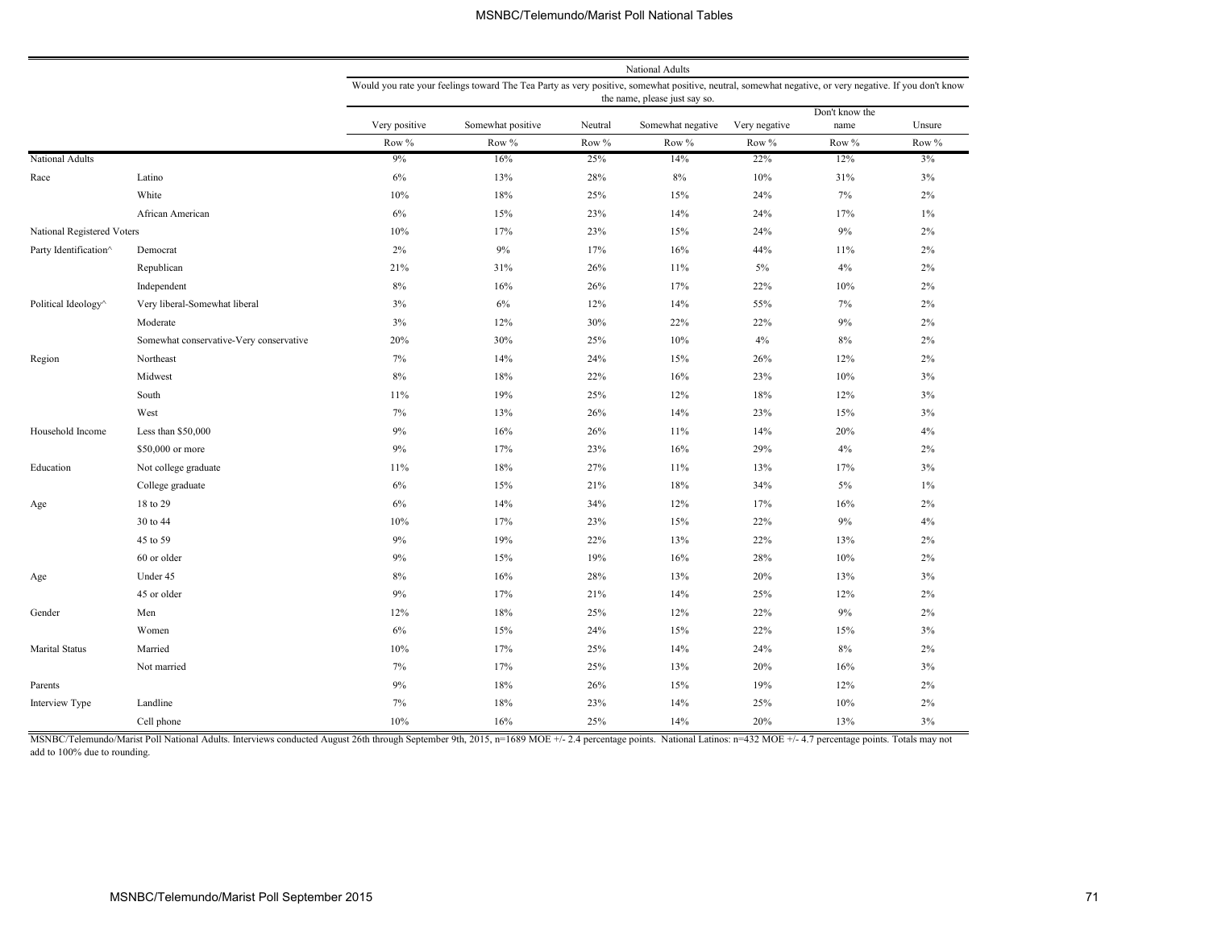| | | National Adults | | | | | | |
|---|---|---|---|---|---|---|---|---|
| | | Would you rate your feelings toward The Tea Party as very positive, somewhat positive, neutral, somewhat negative, or very negative. If you don't know the name, please just say so. | | | | | | |
| | | Very positive | Somewhat positive | Neutral | Somewhat negative | Very negative | Don't know the name | Unsure |
| | | Row % | Row % | Row % | Row % | Row % | Row % | Row % |
| National Adults | | 9% | 16% | 25% | 14% | 22% | 12% | 3% |
| Race | Latino | 6% | 13% | 28% | 8% | 10% | 31% | 3% |
| | White | 10% | 18% | 25% | 15% | 24% | 7% | 2% |
| | African American | 6% | 15% | 23% | 14% | 24% | 17% | 1% |
| National Registered Voters | | 10% | 17% | 23% | 15% | 24% | 9% | 2% |
| Party Identification^ | Democrat | 2% | 9% | 17% | 16% | 44% | 11% | 2% |
| | Republican | 21% | 31% | 26% | 11% | 5% | 4% | 2% |
| | Independent | 8% | 16% | 26% | 17% | 22% | 10% | 2% |
| Political Ideology^ | Very liberal-Somewhat liberal | 3% | 6% | 12% | 14% | 55% | 7% | 2% |
| | Moderate | 3% | 12% | 30% | 22% | 22% | 9% | 2% |
| | Somewhat conservative-Very conservative | 20% | 30% | 25% | 10% | 4% | 8% | 2% |
| Region | Northeast | 7% | 14% | 24% | 15% | 26% | 12% | 2% |
| | Midwest | 8% | 18% | 22% | 16% | 23% | 10% | 3% |
| | South | 11% | 19% | 25% | 12% | 18% | 12% | 3% |
| | West | 7% | 13% | 26% | 14% | 23% | 15% | 3% |
| Household Income | Less than $50,000 | 9% | 16% | 26% | 11% | 14% | 20% | 4% |
| | $50,000 or more | 9% | 17% | 23% | 16% | 29% | 4% | 2% |
| Education | Not college graduate | 11% | 18% | 27% | 11% | 13% | 17% | 3% |
| | College graduate | 6% | 15% | 21% | 18% | 34% | 5% | 1% |
| Age | 18 to 29 | 6% | 14% | 34% | 12% | 17% | 16% | 2% |
| | 30 to 44 | 10% | 17% | 23% | 15% | 22% | 9% | 4% |
| | 45 to 59 | 9% | 19% | 22% | 13% | 22% | 13% | 2% |
| | 60 or older | 9% | 15% | 19% | 16% | 28% | 10% | 2% |
| Age | Under 45 | 8% | 16% | 28% | 13% | 20% | 13% | 3% |
| | 45 or older | 9% | 17% | 21% | 14% | 25% | 12% | 2% |
| Gender | Men | 12% | 18% | 25% | 12% | 22% | 9% | 2% |
| | Women | 6% | 15% | 24% | 15% | 22% | 15% | 3% |
| Marital Status | Married | 10% | 17% | 25% | 14% | 24% | 8% | 2% |
| | Not married | 7% | 17% | 25% | 13% | 20% | 16% | 3% |
| Parents | | 9% | 18% | 26% | 15% | 19% | 12% | 2% |
| Interview Type | Landline | 7% | 18% | 23% | 14% | 25% | 10% | 2% |
| | Cell phone | 10% | 16% | 25% | 14% | 20% | 13% | 3% |

MSNBC/Telemundo/Marist Poll National Adults. Interviews conducted August 26th through September 9th, 2015, n=1689 MOE +/- 2.4 percentage points. National Latinos: n=432 MOE +/- 4.7 percentage points. Totals may not add to 100% due to rounding.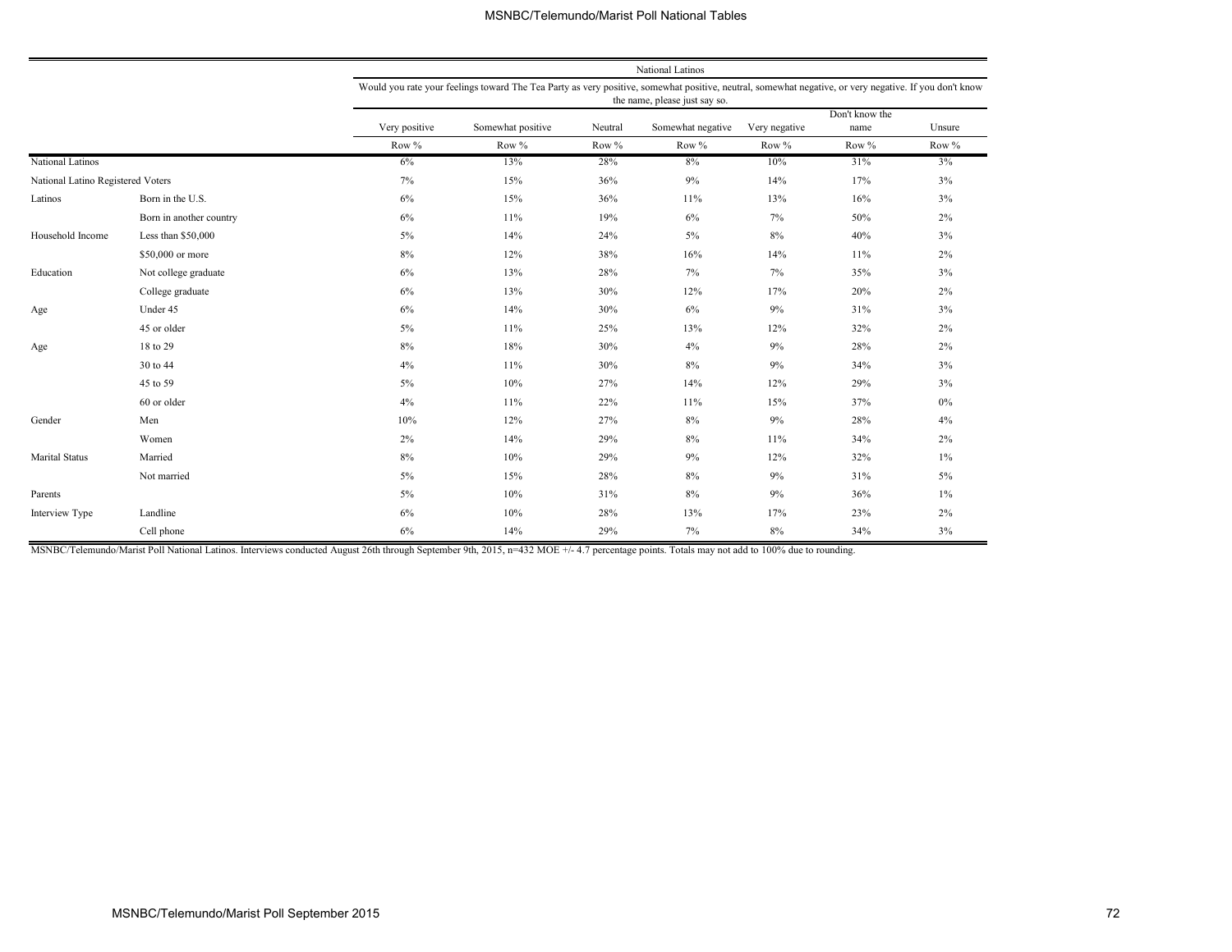| | | National Latinos | | | | | | |
|---|---|---|---|---|---|---|---|---|
| | | Would you rate your feelings toward The Tea Party as very positive, somewhat positive, neutral, somewhat negative, or very negative. If you don't know the name, please just say so. | | | | | | |
| | | Very positive | Somewhat positive | Neutral | Somewhat negative | Very negative | Don't know the name | Unsure |
| | | Row % | Row % | Row % | Row % | Row % | Row % | Row % |
| National Latinos | | 6% | 13% | 28% | 8% | 10% | 31% | 3% |
| National Latino Registered Voters | | 7% | 15% | 36% | 9% | 14% | 17% | 3% |
| Latinos | Born in the U.S. | 6% | 15% | 36% | 11% | 13% | 16% | 3% |
| | Born in another country | 6% | 11% | 19% | 6% | 7% | 50% | 2% |
| Household Income | Less than $50,000 | 5% | 14% | 24% | 5% | 8% | 40% | 3% |
| | $50,000 or more | 8% | 12% | 38% | 16% | 14% | 11% | 2% |
| Education | Not college graduate | 6% | 13% | 28% | 7% | 7% | 35% | 3% |
| | College graduate | 6% | 13% | 30% | 12% | 17% | 20% | 2% |
| Age | Under 45 | 6% | 14% | 30% | 6% | 9% | 31% | 3% |
| | 45 or older | 5% | 11% | 25% | 13% | 12% | 32% | 2% |
| Age | 18 to 29 | 8% | 18% | 30% | 4% | 9% | 28% | 2% |
| | 30 to 44 | 4% | 11% | 30% | 8% | 9% | 34% | 3% |
| | 45 to 59 | 5% | 10% | 27% | 14% | 12% | 29% | 3% |
| | 60 or older | 4% | 11% | 22% | 11% | 15% | 37% | 0% |
| Gender | Men | 10% | 12% | 27% | 8% | 9% | 28% | 4% |
| | Women | 2% | 14% | 29% | 8% | 11% | 34% | 2% |
| Marital Status | Married | 8% | 10% | 29% | 9% | 12% | 32% | 1% |
| | Not married | 5% | 15% | 28% | 8% | 9% | 31% | 5% |
| Parents | | 5% | 10% | 31% | 8% | 9% | 36% | 1% |
| Interview Type | Landline | 6% | 10% | 28% | 13% | 17% | 23% | 2% |
| | Cell phone | 6% | 14% | 29% | 7% | 8% | 34% | 3% |

MSNBC/Telemundo/Marist Poll National Latinos. Interviews conducted August 26th through September 9th, 2015, n=432 MOE +/- 4.7 percentage points. Totals may not add to 100% due to rounding.